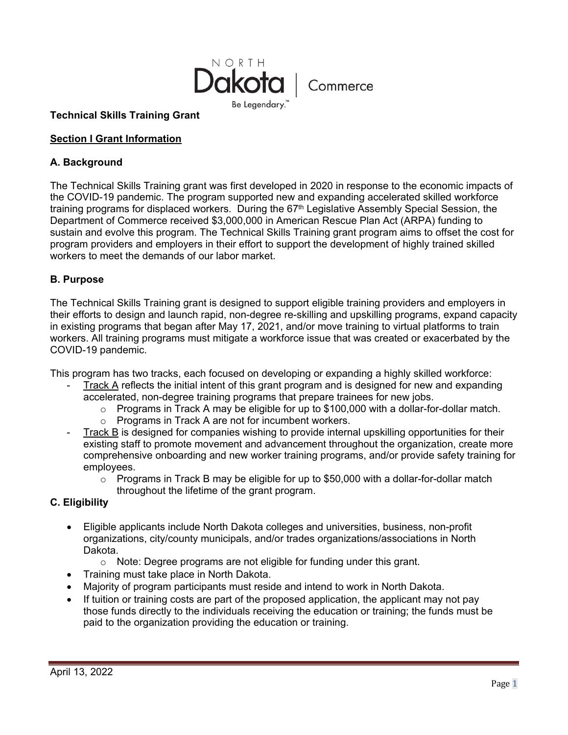**Technical Skills Training Grant**

## Section I Grant Information

### A. Background

The Technical Skills Training grant was first developed in 2020 in response to the economic impacts of the COVID-19 pandemic. The program supported new and expanding accelerated skilled workforce training programs for displaced workers. During the 67th Legislative Assembly Special Session, the Department of Commerce received $3,000,000 in American Rescue Plan Act (ARPA) funding to sustain and evolve this program. The Technical Skills Training grant program aims to offset the cost for program providers and employers in their effort to support the development of highly trained skilled workers to meet the demands of our labor market.

### B. Purpose

The Technical Skills Training grant is designed to support eligible training providers and employers in their efforts to design and launch rapid, non-degree re-skilling and upskilling programs, expand capacity in existing programs that began after May 17, 2021, and/or move training to virtual platforms to train workers. All training programs must mitigate a workforce issue that was created or exacerbated by the COVID-19 pandemic.

This program has two tracks, each focused on developing or expanding a highly skilled workforce:

- Track A reflects the initial intent of this grant program and is designed for new and expanding accelerated, non-degree training programs that prepare trainees for new jobs.
  - Programs in Track A may be eligible for up to $100,000 with a dollar-for-dollar match.
  - Programs in Track A are not for incumbent workers.
- Track B is designed for companies wishing to provide internal upskilling opportunities for their existing staff to promote movement and advancement throughout the organization, create more comprehensive onboarding and new worker training programs, and/or provide safety training for employees.
  - Programs in Track B may be eligible for up to $50,000 with a dollar-for-dollar match throughout the lifetime of the grant program.

### C. Eligibility

- Eligible applicants include North Dakota colleges and universities, business, non-profit organizations, city/county municipals, and/or trades organizations/associations in North Dakota.
  - Note: Degree programs are not eligible for funding under this grant.
- Training must take place in North Dakota.
- Majority of program participants must reside and intend to work in North Dakota.
- If tuition or training costs are part of the proposed application, the applicant may not pay those funds directly to the individuals receiving the education or training; the funds must be paid to the organization providing the education or training.

April 13, 2022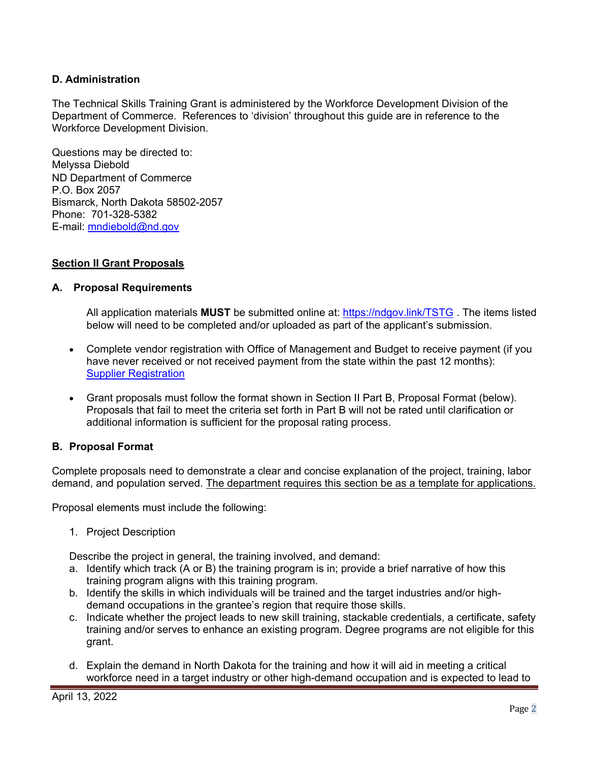### D. Administration

The Technical Skills Training Grant is administered by the Workforce Development Division of the Department of Commerce. References to 'division' throughout this guide are in reference to the Workforce Development Division.

Questions may be directed to:
Melyssa Diebold
ND Department of Commerce
P.O. Box 2057
Bismarck, North Dakota 58502-2057
Phone: 701-328-5382
E-mail: [mndiebold@nd.gov](mailto:mndiebold@nd.gov)

## Section II Grant Proposals

### A. Proposal Requirements

All application materials **MUST** be submitted online at: [https://ndgov.link/TSTG](https://ndgov.link/TSTG) . The items listed below will need to be completed and/or uploaded as part of the applicant's submission.

- Complete vendor registration with Office of Management and Budget to receive payment (if you have never received or not received payment from the state within the past 12 months): Supplier Registration
- Grant proposals must follow the format shown in Section II Part B, Proposal Format (below). Proposals that fail to meet the criteria set forth in Part B will not be rated until clarification or additional information is sufficient for the proposal rating process.

### B. Proposal Format

Complete proposals need to demonstrate a clear and concise explanation of the project, training, labor demand, and population served. The department requires this section be as a template for applications.

Proposal elements must include the following:

1. Project Description

Describe the project in general, the training involved, and demand:

a. Identify which track (A or B) the training program is in; provide a brief narrative of how this training program aligns with this training program.
b. Identify the skills in which individuals will be trained and the target industries and/or high-demand occupations in the grantee's region that require those skills.
c. Indicate whether the project leads to new skill training, stackable credentials, a certificate, safety training and/or serves to enhance an existing program. Degree programs are not eligible for this grant.
d. Explain the demand in North Dakota for the training and how it will aid in meeting a critical workforce need in a target industry or other high-demand occupation and is expected to lead to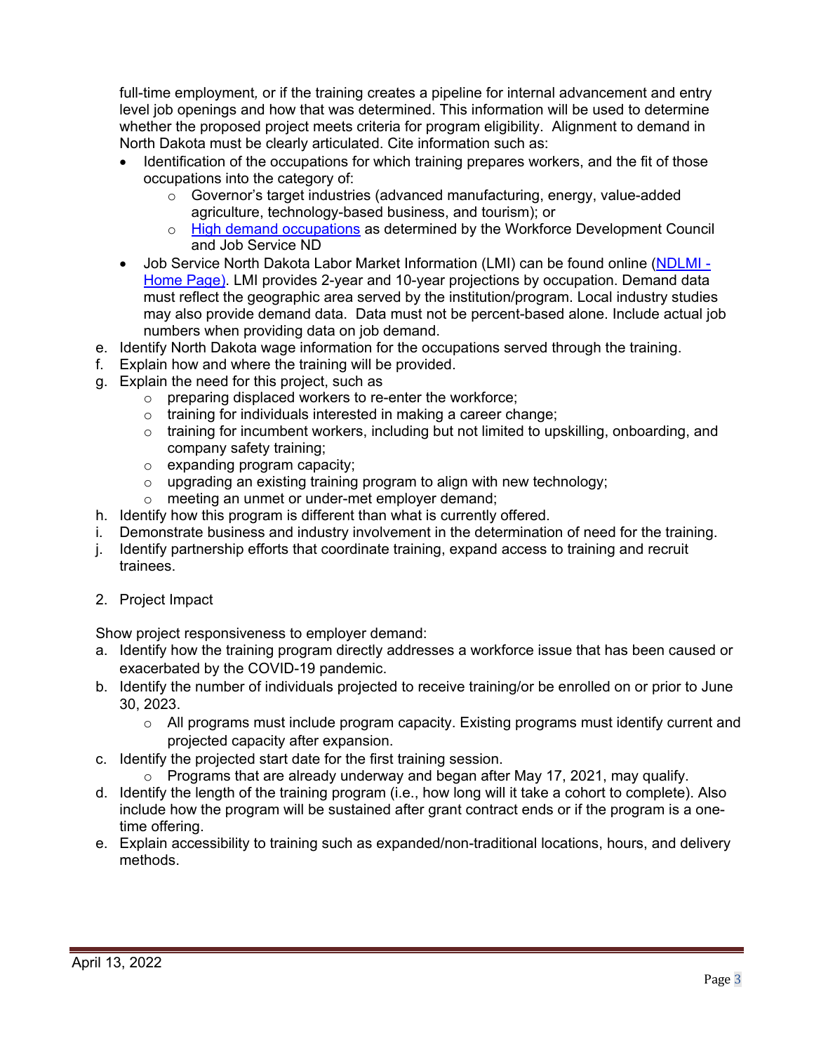full-time employment, or if the training creates a pipeline for internal advancement and entry level job openings and how that was determined. This information will be used to determine whether the proposed project meets criteria for program eligibility. Alignment to demand in North Dakota must be clearly articulated. Cite information such as:

- Identification of the occupations for which training prepares workers, and the fit of those occupations into the category of:
  - Governor's target industries (advanced manufacturing, energy, value-added agriculture, technology-based business, and tourism); or
  - [High demand occupations]() as determined by the Workforce Development Council and Job Service ND
- Job Service North Dakota Labor Market Information (LMI) can be found online ([NDLMI - Home Page]()). LMI provides 2-year and 10-year projections by occupation. Demand data must reflect the geographic area served by the institution/program. Local industry studies may also provide demand data. Data must not be percent-based alone. Include actual job numbers when providing data on job demand.

e. Identify North Dakota wage information for the occupations served through the training.

f. Explain how and where the training will be provided.

g. Explain the need for this project, such as
   - preparing displaced workers to re-enter the workforce;
   - training for individuals interested in making a career change;
   - training for incumbent workers, including but not limited to upskilling, onboarding, and company safety training;
   - expanding program capacity;
   - upgrading an existing training program to align with new technology;
   - meeting an unmet or under-met employer demand;

h. Identify how this program is different than what is currently offered.

i. Demonstrate business and industry involvement in the determination of need for the training.

j. Identify partnership efforts that coordinate training, expand access to training and recruit trainees.

2. Project Impact

Show project responsiveness to employer demand:

a. Identify how the training program directly addresses a workforce issue that has been caused or exacerbated by the COVID-19 pandemic.

b. Identify the number of individuals projected to receive training/or be enrolled on or prior to June 30, 2023.
   - All programs must include program capacity. Existing programs must identify current and projected capacity after expansion.

c. Identify the projected start date for the first training session.
   - Programs that are already underway and began after May 17, 2021, may qualify.

d. Identify the length of the training program (i.e., how long will it take a cohort to complete). Also include how the program will be sustained after grant contract ends or if the program is a one-time offering.

e. Explain accessibility to training such as expanded/non-traditional locations, hours, and delivery methods.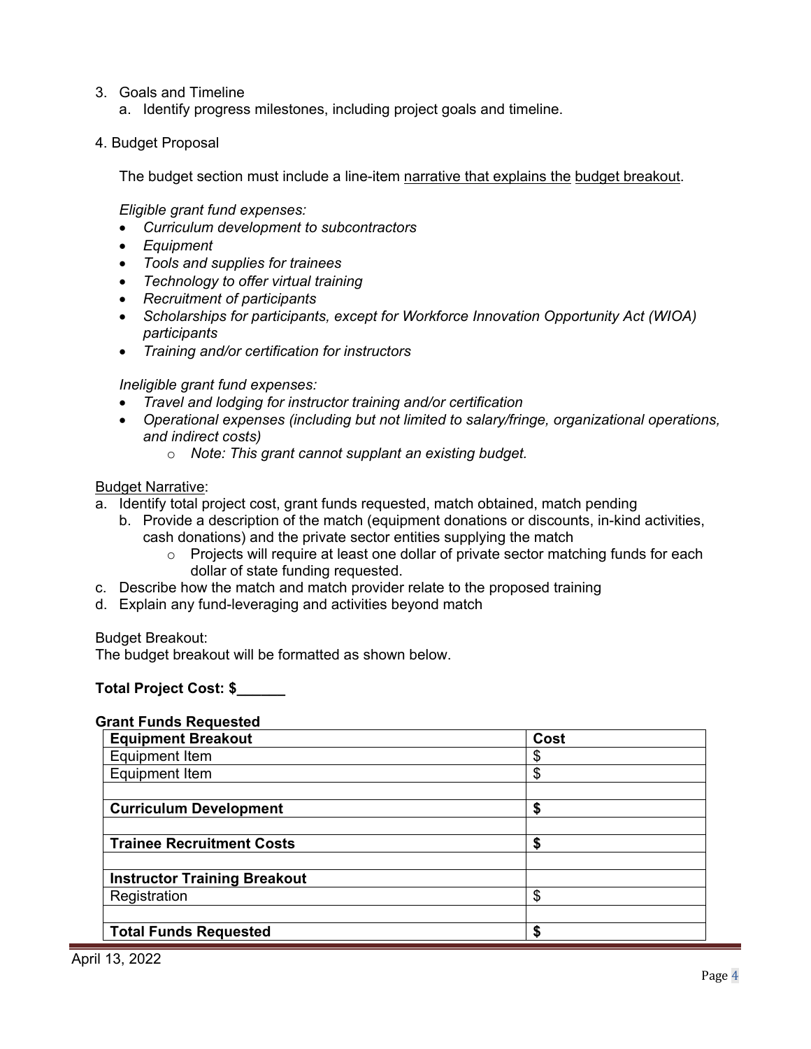3. Goals and Timeline
    a. Identify progress milestones, including project goals and timeline.

4. Budget Proposal

The budget section must include a line-item narrative that explains the budget breakout.

*Eligible grant fund expenses:*

- *Curriculum development to subcontractors*
- *Equipment*
- *Tools and supplies for trainees*
- *Technology to offer virtual training*
- *Recruitment of participants*
- *Scholarships for participants, except for Workforce Innovation Opportunity Act (WIOA) participants*
- *Training and/or certification for instructors*

*Ineligible grant fund expenses:*

- *Travel and lodging for instructor training and/or certification*
- *Operational expenses (including but not limited to salary/fringe, organizational operations, and indirect costs)*
    - *Note: This grant cannot supplant an existing budget.*

Budget Narrative:

a. Identify total project cost, grant funds requested, match obtained, match pending
    b. Provide a description of the match (equipment donations or discounts, in-kind activities, cash donations) and the private sector entities supplying the match
        - Projects will require at least one dollar of private sector matching funds for each dollar of state funding requested.
c. Describe how the match and match provider relate to the proposed training
d. Explain any fund-leveraging and activities beyond match

Budget Breakout:
The budget breakout will be formatted as shown below.

**Total Project Cost: $______**

**Grant Funds Requested**

| **Equipment Breakout** | **Cost** |
|---|---|
| Equipment Item | $ |
| Equipment Item | $ |
| | |
| **Curriculum Development** | **$** |
| | |
| **Trainee Recruitment Costs** | **$** |
| | |
| **Instructor Training Breakout** | |
| Registration | $ |
| | |
| **Total Funds Requested** | **$** |

April 13, 2022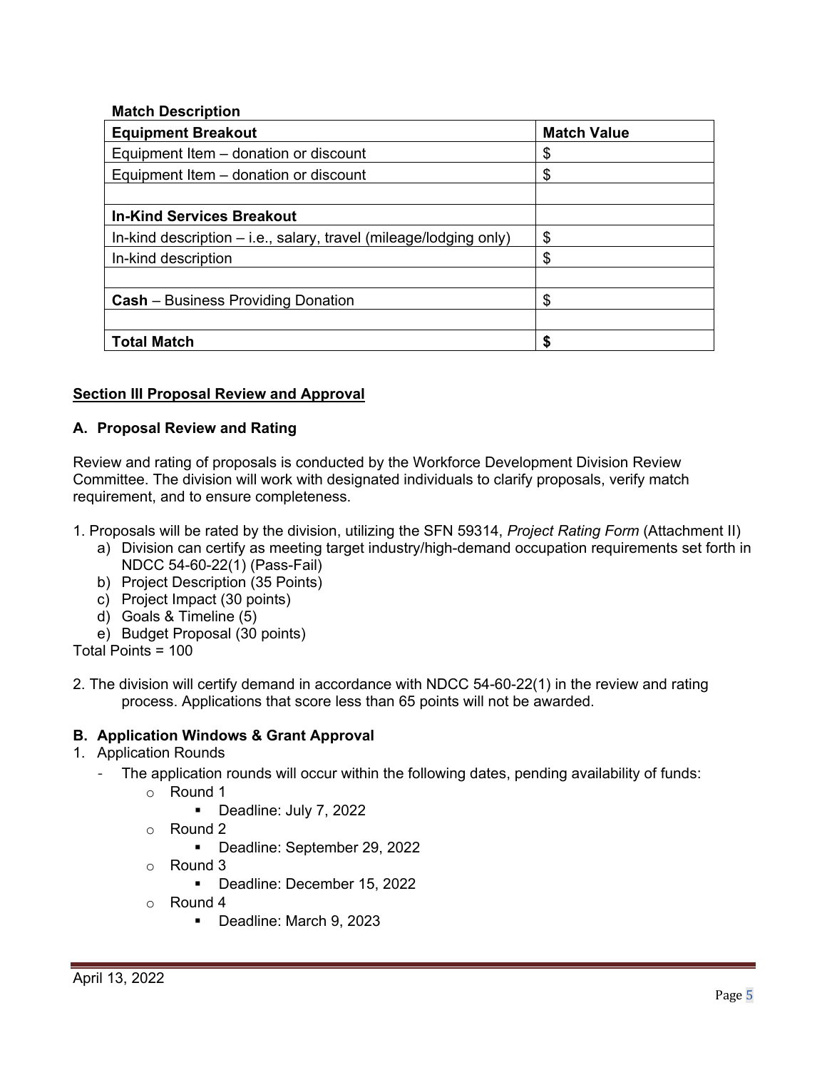**Match Description**

| Equipment Breakout | Match Value |
| --- | --- |
| Equipment Item – donation or discount | $ |
| Equipment Item – donation or discount | $ |
| | |
| **In-Kind Services Breakout** | |
| In-kind description – i.e., salary, travel (mileage/lodging only) | $ |
| In-kind description | $ |
| | |
| **Cash** – Business Providing Donation | $ |
| | |
| **Total Match** | **$** |

## Section III Proposal Review and Approval

### A. Proposal Review and Rating

Review and rating of proposals is conducted by the Workforce Development Division Review Committee. The division will work with designated individuals to clarify proposals, verify match requirement, and to ensure completeness.

1. Proposals will be rated by the division, utilizing the SFN 59314, *Project Rating Form* (Attachment II)
   a) Division can certify as meeting target industry/high-demand occupation requirements set forth in NDCC 54-60-22(1) (Pass-Fail)
   b) Project Description (35 Points)
   c) Project Impact (30 points)
   d) Goals & Timeline (5)
   e) Budget Proposal (30 points)

Total Points = 100

2. The division will certify demand in accordance with NDCC 54-60-22(1) in the review and rating process. Applications that score less than 65 points will not be awarded.

### B. Application Windows & Grant Approval

1. Application Rounds
   - The application rounds will occur within the following dates, pending availability of funds:
     - Round 1
       - Deadline: July 7, 2022
     - Round 2
       - Deadline: September 29, 2022
     - Round 3
       - Deadline: December 15, 2022
     - Round 4
       - Deadline: March 9, 2023

April 13, 2022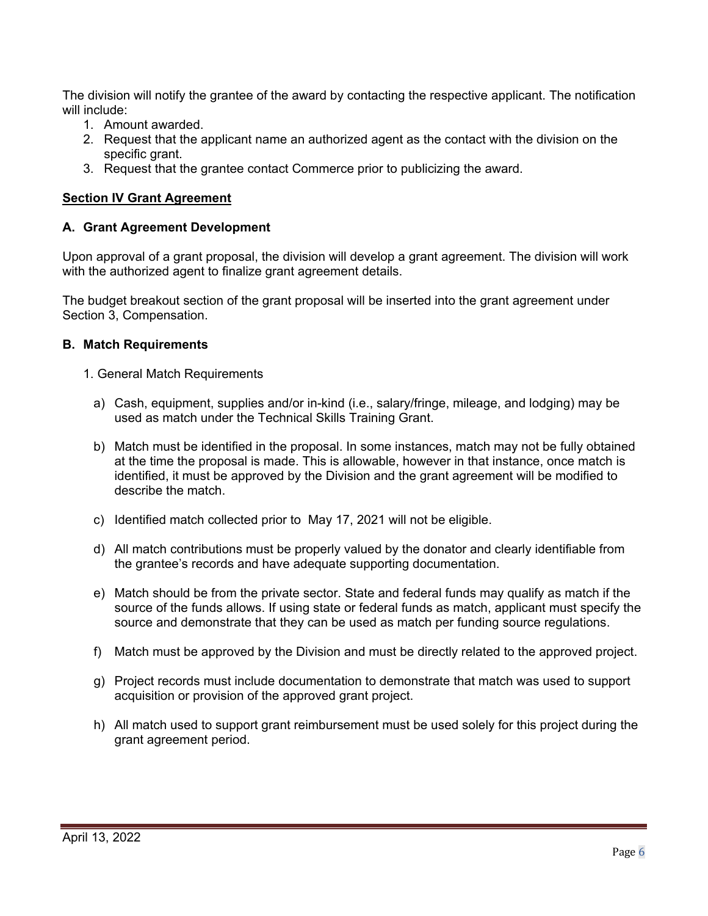The division will notify the grantee of the award by contacting the respective applicant. The notification will include:

1. Amount awarded.
2. Request that the applicant name an authorized agent as the contact with the division on the specific grant.
3. Request that the grantee contact Commerce prior to publicizing the award.

## Section IV Grant Agreement

### A. Grant Agreement Development

Upon approval of a grant proposal, the division will develop a grant agreement. The division will work with the authorized agent to finalize grant agreement details.

The budget breakout section of the grant proposal will be inserted into the grant agreement under Section 3, Compensation.

### B. Match Requirements

1. General Match Requirements

    a) Cash, equipment, supplies and/or in-kind (i.e., salary/fringe, mileage, and lodging) may be used as match under the Technical Skills Training Grant.

    b) Match must be identified in the proposal. In some instances, match may not be fully obtained at the time the proposal is made. This is allowable, however in that instance, once match is identified, it must be approved by the Division and the grant agreement will be modified to describe the match.

    c) Identified match collected prior to May 17, 2021 will not be eligible.

    d) All match contributions must be properly valued by the donator and clearly identifiable from the grantee's records and have adequate supporting documentation.

    e) Match should be from the private sector. State and federal funds may qualify as match if the source of the funds allows. If using state or federal funds as match, applicant must specify the source and demonstrate that they can be used as match per funding source regulations.

    f) Match must be approved by the Division and must be directly related to the approved project.

    g) Project records must include documentation to demonstrate that match was used to support acquisition or provision of the approved grant project.

    h) All match used to support grant reimbursement must be used solely for this project during the grant agreement period.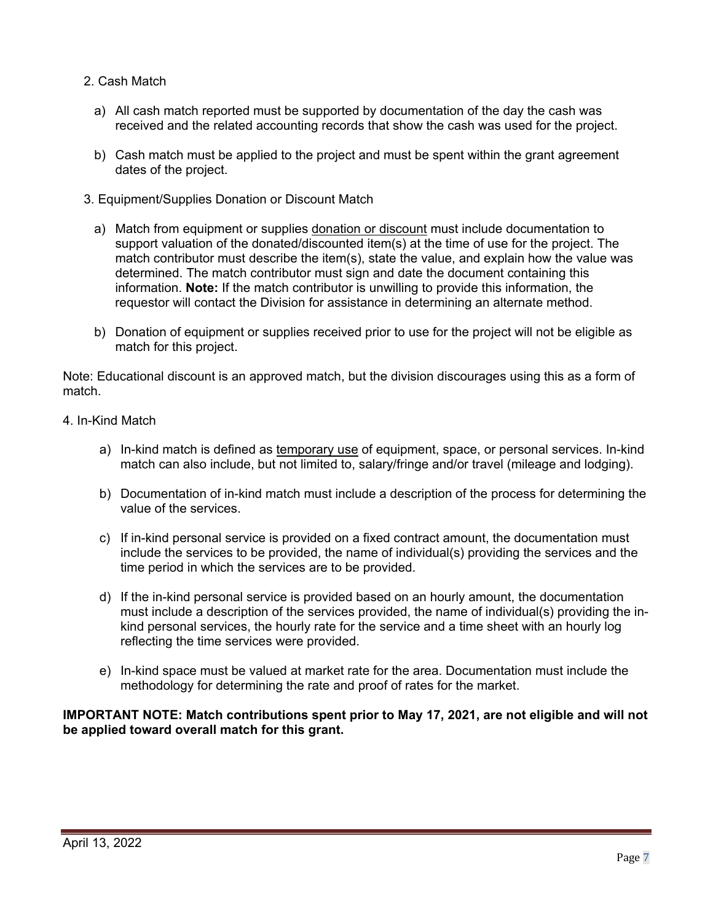2. Cash Match

   a) All cash match reported must be supported by documentation of the day the cash was received and the related accounting records that show the cash was used for the project.

   b) Cash match must be applied to the project and must be spent within the grant agreement dates of the project.

3. Equipment/Supplies Donation or Discount Match

   a) Match from equipment or supplies donation or discount must include documentation to support valuation of the donated/discounted item(s) at the time of use for the project. The match contributor must describe the item(s), state the value, and explain how the value was determined. The match contributor must sign and date the document containing this information. **Note:** If the match contributor is unwilling to provide this information, the requestor will contact the Division for assistance in determining an alternate method.

   b) Donation of equipment or supplies received prior to use for the project will not be eligible as match for this project.

Note: Educational discount is an approved match, but the division discourages using this as a form of match.

4. In-Kind Match

   a) In-kind match is defined as temporary use of equipment, space, or personal services. In-kind match can also include, but not limited to, salary/fringe and/or travel (mileage and lodging).

   b) Documentation of in-kind match must include a description of the process for determining the value of the services.

   c) If in-kind personal service is provided on a fixed contract amount, the documentation must include the services to be provided, the name of individual(s) providing the services and the time period in which the services are to be provided.

   d) If the in-kind personal service is provided based on an hourly amount, the documentation must include a description of the services provided, the name of individual(s) providing the in-kind personal services, the hourly rate for the service and a time sheet with an hourly log reflecting the time services were provided.

   e) In-kind space must be valued at market rate for the area. Documentation must include the methodology for determining the rate and proof of rates for the market.

**IMPORTANT NOTE: Match contributions spent prior to May 17, 2021, are not eligible and will not be applied toward overall match for this grant.**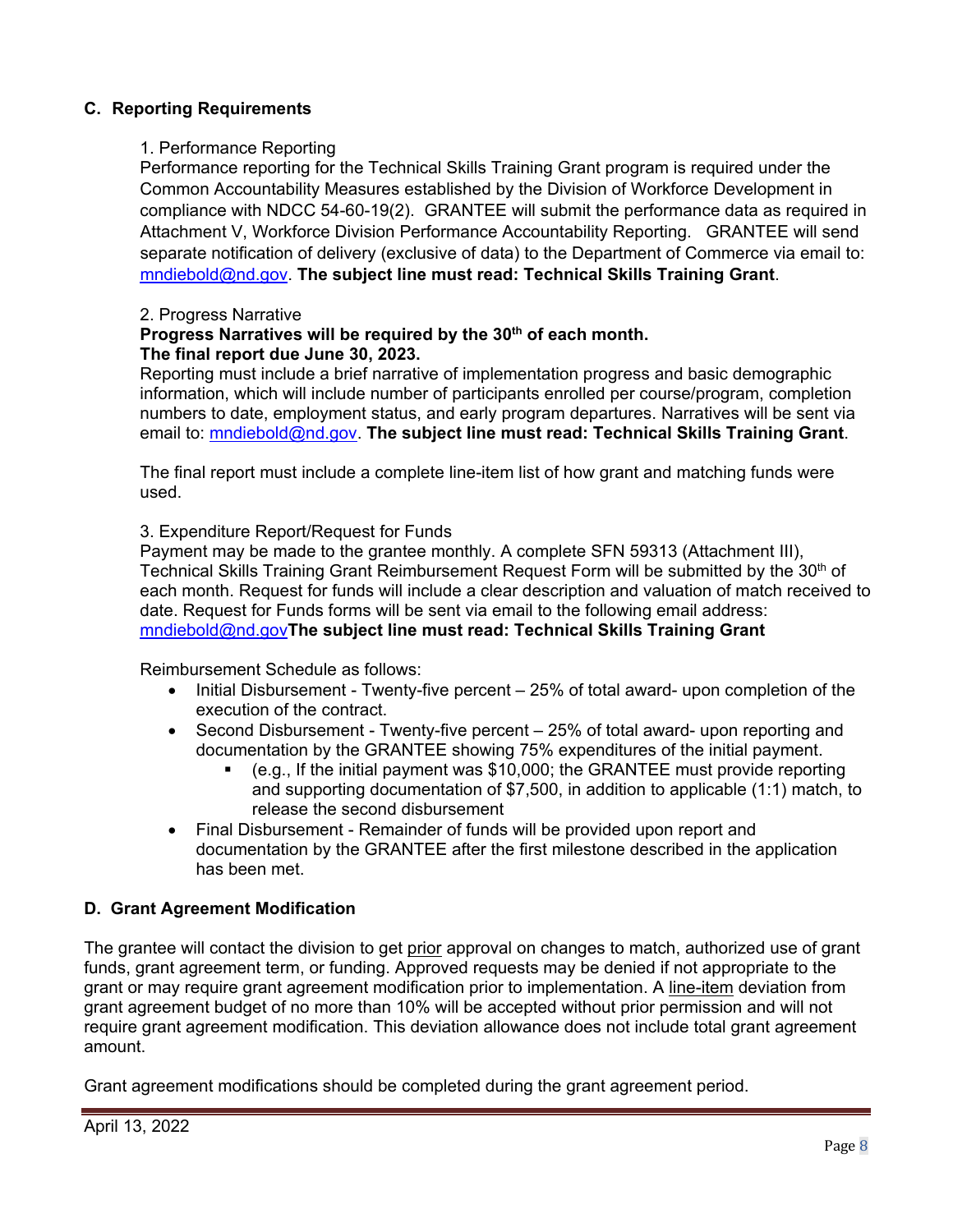## C. Reporting Requirements

1. Performance Reporting

Performance reporting for the Technical Skills Training Grant program is required under the Common Accountability Measures established by the Division of Workforce Development in compliance with NDCC 54-60-19(2). GRANTEE will submit the performance data as required in Attachment V, Workforce Division Performance Accountability Reporting. GRANTEE will send separate notification of delivery (exclusive of data) to the Department of Commerce via email to: mndiebold@nd.gov. **The subject line must read: Technical Skills Training Grant**.

2. Progress Narrative

**Progress Narratives will be required by the 30th of each month.**
**The final report due June 30, 2023.**

Reporting must include a brief narrative of implementation progress and basic demographic information, which will include number of participants enrolled per course/program, completion numbers to date, employment status, and early program departures. Narratives will be sent via email to: mndiebold@nd.gov. **The subject line must read: Technical Skills Training Grant**.

The final report must include a complete line-item list of how grant and matching funds were used.

3. Expenditure Report/Request for Funds

Payment may be made to the grantee monthly. A complete SFN 59313 (Attachment III), Technical Skills Training Grant Reimbursement Request Form will be submitted by the 30th of each month. Request for funds will include a clear description and valuation of match received to date. Request for Funds forms will be sent via email to the following email address: mndiebold@nd.gov**The subject line must read: Technical Skills Training Grant**

Reimbursement Schedule as follows:

- Initial Disbursement - Twenty-five percent – 25% of total award- upon completion of the execution of the contract.
- Second Disbursement - Twenty-five percent – 25% of total award- upon reporting and documentation by the GRANTEE showing 75% expenditures of the initial payment.
  - (e.g., If the initial payment was $10,000; the GRANTEE must provide reporting and supporting documentation of $7,500, in addition to applicable (1:1) match, to release the second disbursement
- Final Disbursement - Remainder of funds will be provided upon report and documentation by the GRANTEE after the first milestone described in the application has been met.

## D. Grant Agreement Modification

The grantee will contact the division to get prior approval on changes to match, authorized use of grant funds, grant agreement term, or funding. Approved requests may be denied if not appropriate to the grant or may require grant agreement modification prior to implementation. A line-item deviation from grant agreement budget of no more than 10% will be accepted without prior permission and will not require grant agreement modification. This deviation allowance does not include total grant agreement amount.

Grant agreement modifications should be completed during the grant agreement period.

April 13, 2022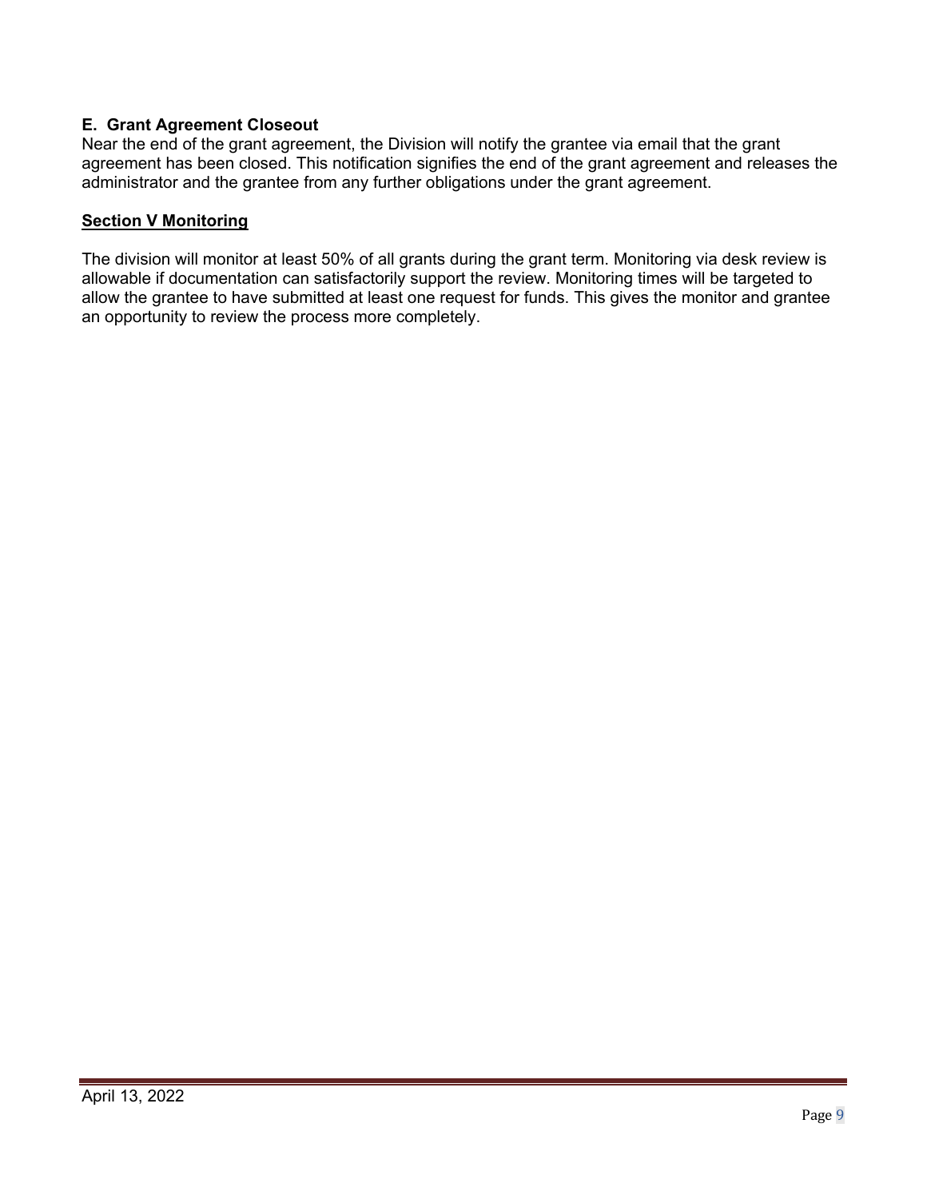### E. Grant Agreement Closeout

Near the end of the grant agreement, the Division will notify the grantee via email that the grant agreement has been closed. This notification signifies the end of the grant agreement and releases the administrator and the grantee from any further obligations under the grant agreement.

## Section V Monitoring

The division will monitor at least 50% of all grants during the grant term. Monitoring via desk review is allowable if documentation can satisfactorily support the review. Monitoring times will be targeted to allow the grantee to have submitted at least one request for funds. This gives the monitor and grantee an opportunity to review the process more completely.